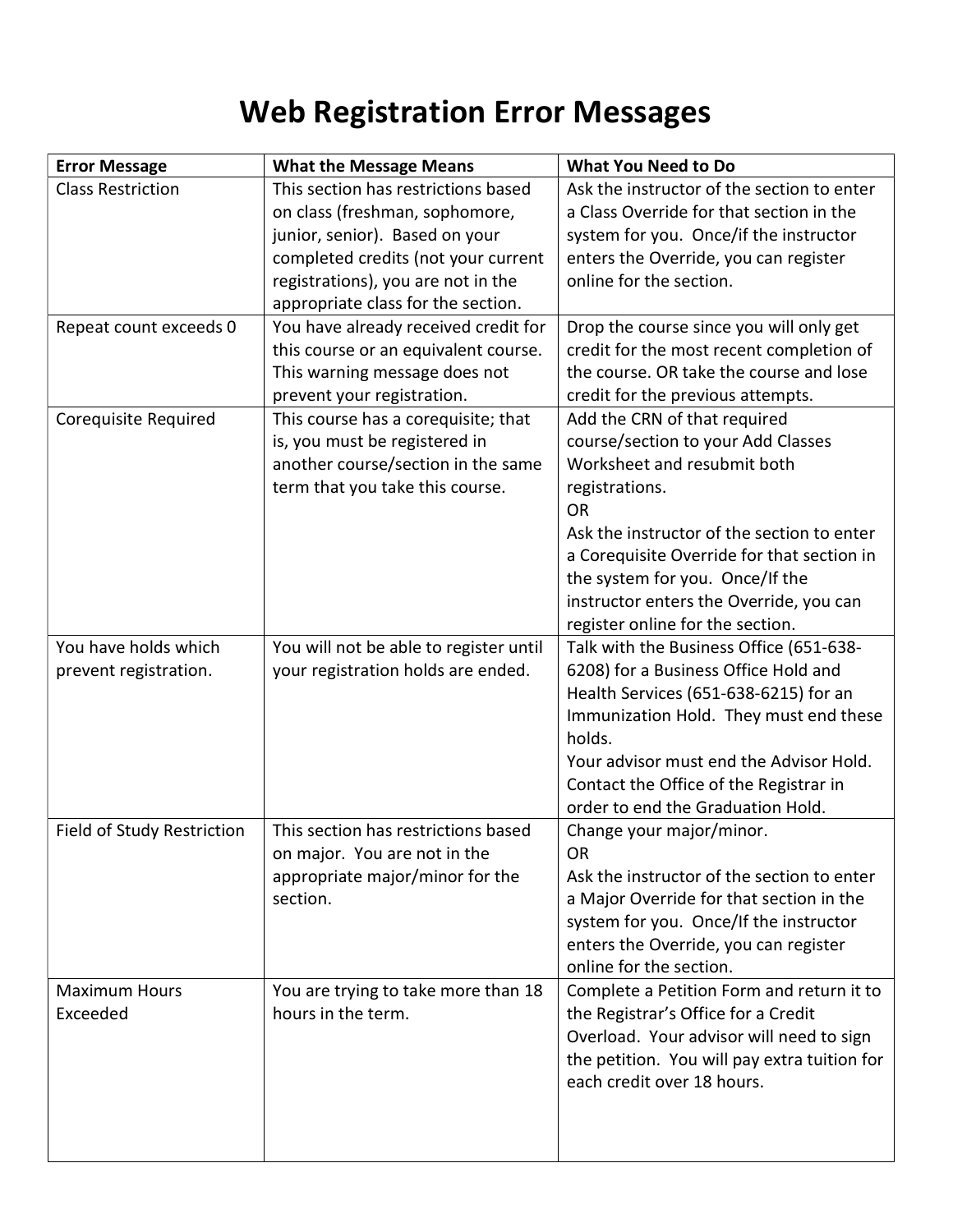# Web Registration Error Messages

| Error Message | What the Message Means | What You Need to Do |
|---|---|---|
| Class Restriction | This section has restrictions based on class (freshman, sophomore, junior, senior). Based on your completed credits (not your current registrations), you are not in the appropriate class for the section. | Ask the instructor of the section to enter a Class Override for that section in the system for you. Once/if the instructor enters the Override, you can register online for the section. |
| Repeat count exceeds 0 | You have already received credit for this course or an equivalent course. This warning message does not prevent your registration. | Drop the course since you will only get credit for the most recent completion of the course. OR take the course and lose credit for the previous attempts. |
| Corequisite Required | This course has a corequisite; that is, you must be registered in another course/section in the same term that you take this course. | Add the CRN of that required course/section to your Add Classes Worksheet and resubmit both registrations.<br>OR<br>Ask the instructor of the section to enter a Corequisite Override for that section in the system for you. Once/If the instructor enters the Override, you can register online for the section. |
| You have holds which prevent registration. | You will not be able to register until your registration holds are ended. | Talk with the Business Office (651-638-6208) for a Business Office Hold and Health Services (651-638-6215) for an Immunization Hold. They must end these holds.<br>Your advisor must end the Advisor Hold.<br>Contact the Office of the Registrar in order to end the Graduation Hold. |
| Field of Study Restriction | This section has restrictions based on major. You are not in the appropriate major/minor for the section. | Change your major/minor.<br>OR<br>Ask the instructor of the section to enter a Major Override for that section in the system for you. Once/If the instructor enters the Override, you can register online for the section. |
| Maximum Hours Exceeded | You are trying to take more than 18 hours in the term. | Complete a Petition Form and return it to the Registrar's Office for a Credit Overload. Your advisor will need to sign the petition. You will pay extra tuition for each credit over 18 hours. |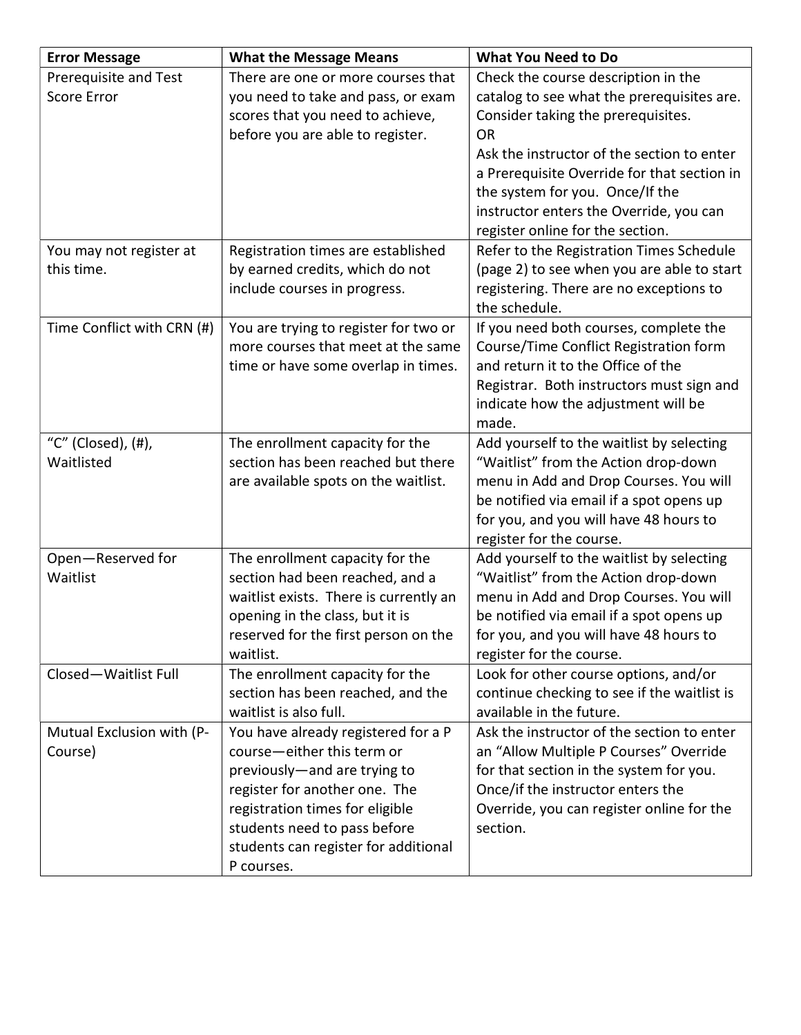| Error Message | What the Message Means | What You Need to Do |
|---|---|---|
| Prerequisite and Test Score Error | There are one or more courses that you need to take and pass, or exam scores that you need to achieve, before you are able to register. | Check the course description in the catalog to see what the prerequisites are. Consider taking the prerequisites.<br>OR<br>Ask the instructor of the section to enter a Prerequisite Override for that section in the system for you. Once/If the instructor enters the Override, you can register online for the section. |
| You may not register at this time. | Registration times are established by earned credits, which do not include courses in progress. | Refer to the Registration Times Schedule (page 2) to see when you are able to start registering. There are no exceptions to the schedule. |
| Time Conflict with CRN (#) | You are trying to register for two or more courses that meet at the same time or have some overlap in times. | If you need both courses, complete the Course/Time Conflict Registration form and return it to the Office of the Registrar. Both instructors must sign and indicate how the adjustment will be made. |
| "C" (Closed), (#), Waitlisted | The enrollment capacity for the section has been reached but there are available spots on the waitlist. | Add yourself to the waitlist by selecting "Waitlist" from the Action drop-down menu in Add and Drop Courses. You will be notified via email if a spot opens up for you, and you will have 48 hours to register for the course. |
| Open—Reserved for Waitlist | The enrollment capacity for the section had been reached, and a waitlist exists. There is currently an opening in the class, but it is reserved for the first person on the waitlist. | Add yourself to the waitlist by selecting "Waitlist" from the Action drop-down menu in Add and Drop Courses. You will be notified via email if a spot opens up for you, and you will have 48 hours to register for the course. |
| Closed—Waitlist Full | The enrollment capacity for the section has been reached, and the waitlist is also full. | Look for other course options, and/or continue checking to see if the waitlist is available in the future. |
| Mutual Exclusion with (P-Course) | You have already registered for a P course—either this term or previously—and are trying to register for another one. The registration times for eligible students need to pass before students can register for additional P courses. | Ask the instructor of the section to enter an "Allow Multiple P Courses" Override for that section in the system for you. Once/if the instructor enters the Override, you can register online for the section. |